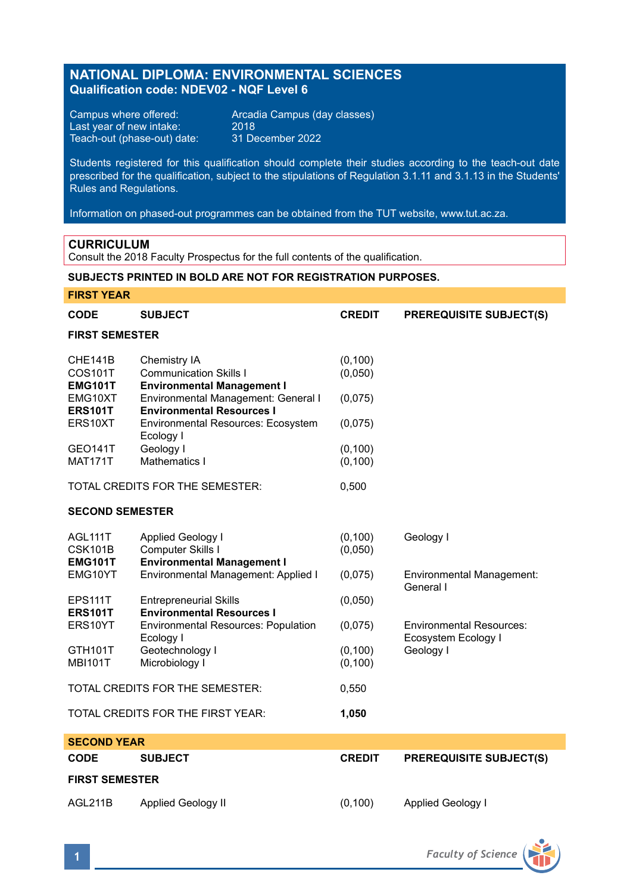# NATIONAL DIPLOMA: ENVIRONMENTAL SCIENCES
## Qualification code: NDEV02 - NQF Level 6

Campus where offered: Arcadia Campus (day classes)
Last year of new intake: 2018
Teach-out (phase-out) date: 31 December 2022

Students registered for this qualification should complete their studies according to the teach-out date prescribed for the qualification, subject to the stipulations of Regulation 3.1.11 and 3.1.13 in the Students' Rules and Regulations.

Information on phased-out programmes can be obtained from the TUT website, www.tut.ac.za.

## CURRICULUM

Consult the 2018 Faculty Prospectus for the full contents of the qualification.

**SUBJECTS PRINTED IN BOLD ARE NOT FOR REGISTRATION PURPOSES.**

### FIRST YEAR

| CODE | SUBJECT | CREDIT | PREREQUISITE SUBJECT(S) |
|---|---|---|---|
| **FIRST SEMESTER** | | | |
| CHE141B | Chemistry IA | (0,100) | |
| COS101T | Communication Skills I | (0,050) | |
| **EMG101T** | **Environmental Management I** | | |
| EMG10XT | Environmental Management: General I | (0,075) | |
| **ERS101T** | **Environmental Resources I** | | |
| ERS10XT | Environmental Resources: Ecosystem Ecology I | (0,075) | |
| GEO141T | Geology I | (0,100) | |
| MAT171T | Mathematics I | (0,100) | |
| | TOTAL CREDITS FOR THE SEMESTER: | 0,500 | |
| **SECOND SEMESTER** | | | |
| AGL111T | Applied Geology I | (0,100) | Geology I |
| CSK101B | Computer Skills I | (0,050) | |
| **EMG101T** | **Environmental Management I** | | |
| EMG10YT | Environmental Management: Applied I | (0,075) | Environmental Management: General I |
| EPS111T | Entrepreneurial Skills | (0,050) | |
| **ERS101T** | **Environmental Resources I** | | |
| ERS10YT | Environmental Resources: Population Ecology I | (0,075) | Environmental Resources: Ecosystem Ecology I |
| GTH101T | Geotechnology I | (0,100) | Geology I |
| MBI101T | Microbiology I | (0,100) | |
| | TOTAL CREDITS FOR THE SEMESTER: | 0,550 | |
| | TOTAL CREDITS FOR THE FIRST YEAR: | **1,050** | |

### SECOND YEAR

| CODE | SUBJECT | CREDIT | PREREQUISITE SUBJECT(S) |
|---|---|---|---|
| **FIRST SEMESTER** | | | |
| AGL211B | Applied Geology II | (0,100) | Applied Geology I |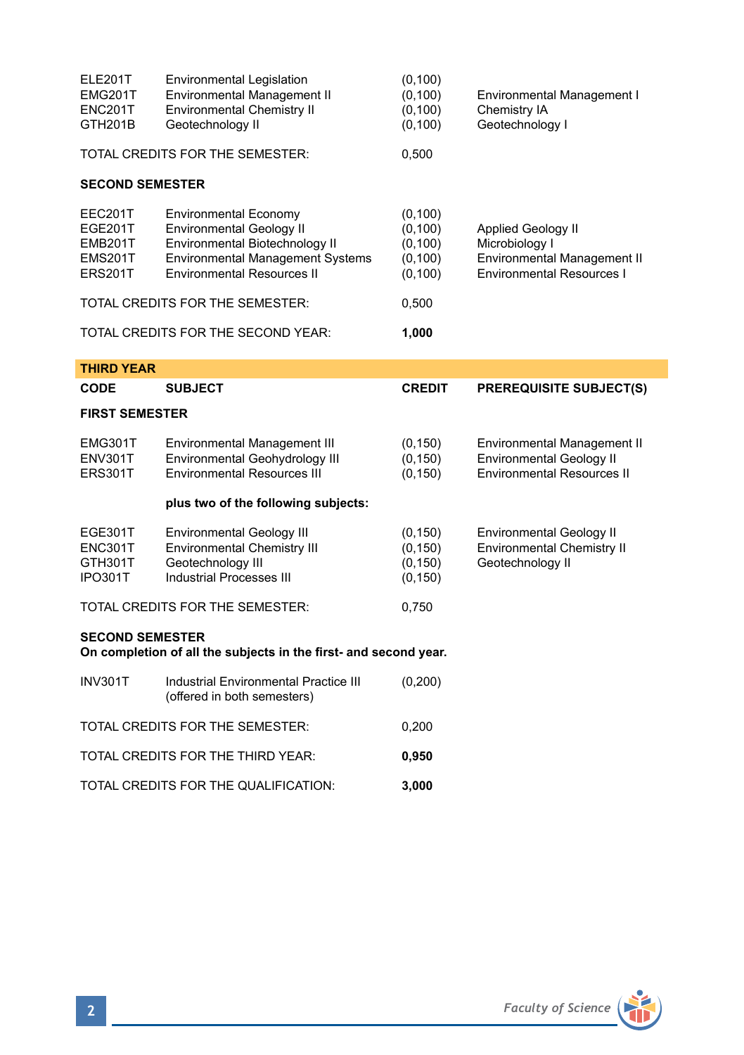| | | | |
|---|---|---|---|
| ELE201T | Environmental Legislation | (0,100) | |
| EMG201T | Environmental Management II | (0,100) | Environmental Management I |
| ENC201T | Environmental Chemistry II | (0,100) | Chemistry IA |
| GTH201B | Geotechnology II | (0,100) | Geotechnology I |

TOTAL CREDITS FOR THE SEMESTER: 0,500

**SECOND SEMESTER**

| | | | |
|---|---|---|---|
| EEC201T | Environmental Economy | (0,100) | |
| EGE201T | Environmental Geology II | (0,100) | Applied Geology II |
| EMB201T | Environmental Biotechnology II | (0,100) | Microbiology I |
| EMS201T | Environmental Management Systems | (0,100) | Environmental Management II |
| ERS201T | Environmental Resources II | (0,100) | Environmental Resources I |

TOTAL CREDITS FOR THE SEMESTER: 0,500

TOTAL CREDITS FOR THE SECOND YEAR: **1,000**

## THIRD YEAR

| CODE | SUBJECT | CREDIT | PREREQUISITE SUBJECT(S) |
|---|---|---|---|

**FIRST SEMESTER**

| | | | |
|---|---|---|---|
| EMG301T | Environmental Management III | (0,150) | Environmental Management II |
| ENV301T | Environmental Geohydrology III | (0,150) | Environmental Geology II |
| ERS301T | Environmental Resources III | (0,150) | Environmental Resources II |

**plus two of the following subjects:**

| | | | |
|---|---|---|---|
| EGE301T | Environmental Geology III | (0,150) | Environmental Geology II |
| ENC301T | Environmental Chemistry III | (0,150) | Environmental Chemistry II |
| GTH301T | Geotechnology III | (0,150) | Geotechnology II |
| IPO301T | Industrial Processes III | (0,150) | |

TOTAL CREDITS FOR THE SEMESTER: 0,750

**SECOND SEMESTER**
**On completion of all the subjects in the first- and second year.**

| | | | |
|---|---|---|---|
| INV301T | Industrial Environmental Practice III (offered in both semesters) | (0,200) | |

TOTAL CREDITS FOR THE SEMESTER: 0,200

TOTAL CREDITS FOR THE THIRD YEAR: **0,950**

TOTAL CREDITS FOR THE QUALIFICATION: **3,000**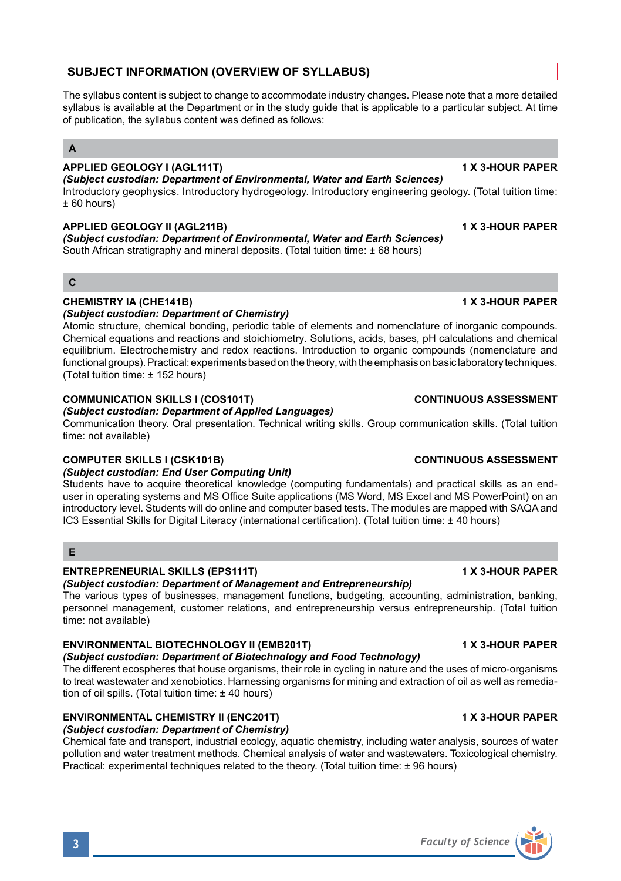## SUBJECT INFORMATION (OVERVIEW OF SYLLABUS)

The syllabus content is subject to change to accommodate industry changes. Please note that a more detailed syllabus is available at the Department or in the study guide that is applicable to a particular subject. At time of publication, the syllabus content was defined as follows:

### A

**APPLIED GEOLOGY I (AGL111T)** **1 X 3-HOUR PAPER**
***(Subject custodian: Department of Environmental, Water and Earth Sciences)***
Introductory geophysics. Introductory hydrogeology. Introductory engineering geology. (Total tuition time: ± 60 hours)

**APPLIED GEOLOGY II (AGL211B)** **1 X 3-HOUR PAPER**
***(Subject custodian: Department of Environmental, Water and Earth Sciences)***
South African stratigraphy and mineral deposits. (Total tuition time: ± 68 hours)

### C

**CHEMISTRY IA (CHE141B)** **1 X 3-HOUR PAPER**
***(Subject custodian: Department of Chemistry)***
Atomic structure, chemical bonding, periodic table of elements and nomenclature of inorganic compounds. Chemical equations and reactions and stoichiometry. Solutions, acids, bases, pH calculations and chemical equilibrium. Electrochemistry and redox reactions. Introduction to organic compounds (nomenclature and functional groups). Practical: experiments based on the theory, with the emphasis on basic laboratory techniques. (Total tuition time: ± 152 hours)

**COMMUNICATION SKILLS I (COS101T)** **CONTINUOUS ASSESSMENT**
***(Subject custodian: Department of Applied Languages)***
Communication theory. Oral presentation. Technical writing skills. Group communication skills. (Total tuition time: not available)

**COMPUTER SKILLS I (CSK101B)** **CONTINUOUS ASSESSMENT**
***(Subject custodian: End User Computing Unit)***
Students have to acquire theoretical knowledge (computing fundamentals) and practical skills as an end-user in operating systems and MS Office Suite applications (MS Word, MS Excel and MS PowerPoint) on an introductory level. Students will do online and computer based tests. The modules are mapped with SAQA and IC3 Essential Skills for Digital Literacy (international certification). (Total tuition time: ± 40 hours)

### E

**ENTREPRENEURIAL SKILLS (EPS111T)** **1 X 3-HOUR PAPER**
***(Subject custodian: Department of Management and Entrepreneurship)***
The various types of businesses, management functions, budgeting, accounting, administration, banking, personnel management, customer relations, and entrepreneurship versus entrepreneurship. (Total tuition time: not available)

**ENVIRONMENTAL BIOTECHNOLOGY II (EMB201T)** **1 X 3-HOUR PAPER**
***(Subject custodian: Department of Biotechnology and Food Technology)***
The different ecospheres that house organisms, their role in cycling in nature and the uses of micro-organisms to treat wastewater and xenobiotics. Harnessing organisms for mining and extraction of oil as well as remediation of oil spills. (Total tuition time: ± 40 hours)

**ENVIRONMENTAL CHEMISTRY II (ENC201T)** **1 X 3-HOUR PAPER**
***(Subject custodian: Department of Chemistry)***
Chemical fate and transport, industrial ecology, aquatic chemistry, including water analysis, sources of water pollution and water treatment methods. Chemical analysis of water and wastewaters. Toxicological chemistry. Practical: experimental techniques related to the theory. (Total tuition time: ± 96 hours)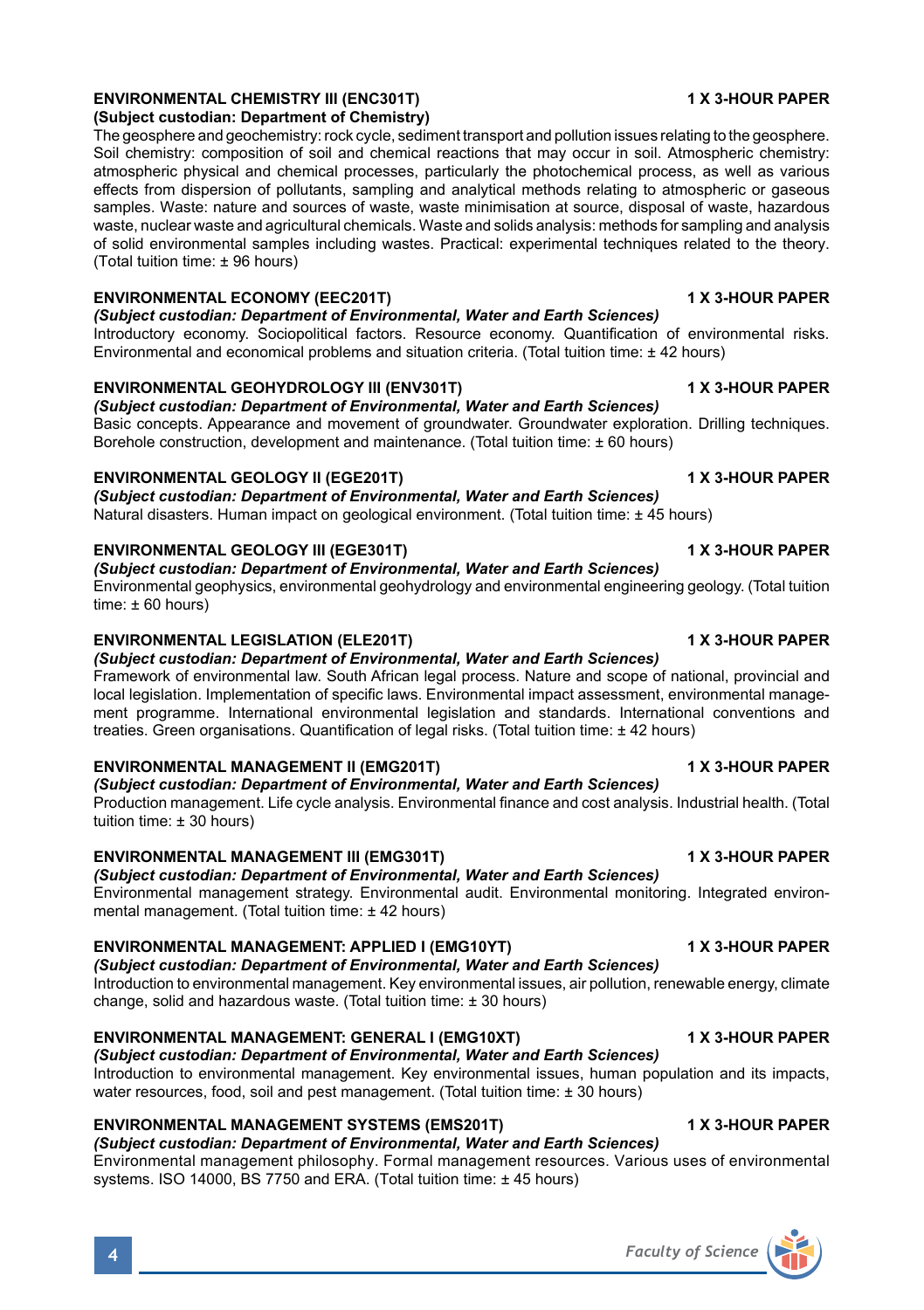**ENVIRONMENTAL CHEMISTRY III (ENC301T)** **1 X 3-HOUR PAPER**
**(Subject custodian: Department of Chemistry)**
The geosphere and geochemistry: rock cycle, sediment transport and pollution issues relating to the geosphere. Soil chemistry: composition of soil and chemical reactions that may occur in soil. Atmospheric chemistry: atmospheric physical and chemical processes, particularly the photochemical process, as well as various effects from dispersion of pollutants, sampling and analytical methods relating to atmospheric or gaseous samples. Waste: nature and sources of waste, waste minimisation at source, disposal of waste, hazardous waste, nuclear waste and agricultural chemicals. Waste and solids analysis: methods for sampling and analysis of solid environmental samples including wastes. Practical: experimental techniques related to the theory. (Total tuition time: ± 96 hours)

**ENVIRONMENTAL ECONOMY (EEC201T)** **1 X 3-HOUR PAPER**
***(Subject custodian: Department of Environmental, Water and Earth Sciences)***
Introductory economy. Sociopolitical factors. Resource economy. Quantification of environmental risks. Environmental and economical problems and situation criteria. (Total tuition time: ± 42 hours)

**ENVIRONMENTAL GEOHYDROLOGY III (ENV301T)** **1 X 3-HOUR PAPER**
***(Subject custodian: Department of Environmental, Water and Earth Sciences)***
Basic concepts. Appearance and movement of groundwater. Groundwater exploration. Drilling techniques. Borehole construction, development and maintenance. (Total tuition time: ± 60 hours)

**ENVIRONMENTAL GEOLOGY II (EGE201T)** **1 X 3-HOUR PAPER**
***(Subject custodian: Department of Environmental, Water and Earth Sciences)***
Natural disasters. Human impact on geological environment. (Total tuition time: ± 45 hours)

**ENVIRONMENTAL GEOLOGY III (EGE301T)** **1 X 3-HOUR PAPER**
***(Subject custodian: Department of Environmental, Water and Earth Sciences)***
Environmental geophysics, environmental geohydrology and environmental engineering geology. (Total tuition time: ± 60 hours)

**ENVIRONMENTAL LEGISLATION (ELE201T)** **1 X 3-HOUR PAPER**
***(Subject custodian: Department of Environmental, Water and Earth Sciences)***
Framework of environmental law. South African legal process. Nature and scope of national, provincial and local legislation. Implementation of specific laws. Environmental impact assessment, environmental management programme. International environmental legislation and standards. International conventions and treaties. Green organisations. Quantification of legal risks. (Total tuition time: ± 42 hours)

**ENVIRONMENTAL MANAGEMENT II (EMG201T)** **1 X 3-HOUR PAPER**
***(Subject custodian: Department of Environmental, Water and Earth Sciences)***
Production management. Life cycle analysis. Environmental finance and cost analysis. Industrial health. (Total tuition time: ± 30 hours)

**ENVIRONMENTAL MANAGEMENT III (EMG301T)** **1 X 3-HOUR PAPER**
***(Subject custodian: Department of Environmental, Water and Earth Sciences)***
Environmental management strategy. Environmental audit. Environmental monitoring. Integrated environmental management. (Total tuition time: ± 42 hours)

**ENVIRONMENTAL MANAGEMENT: APPLIED I (EMG10YT)** **1 X 3-HOUR PAPER**
***(Subject custodian: Department of Environmental, Water and Earth Sciences)***
Introduction to environmental management. Key environmental issues, air pollution, renewable energy, climate change, solid and hazardous waste. (Total tuition time: ± 30 hours)

**ENVIRONMENTAL MANAGEMENT: GENERAL I (EMG10XT)** **1 X 3-HOUR PAPER**
***(Subject custodian: Department of Environmental, Water and Earth Sciences)***
Introduction to environmental management. Key environmental issues, human population and its impacts, water resources, food, soil and pest management. (Total tuition time: ± 30 hours)

**ENVIRONMENTAL MANAGEMENT SYSTEMS (EMS201T)** **1 X 3-HOUR PAPER**
***(Subject custodian: Department of Environmental, Water and Earth Sciences)***
Environmental management philosophy. Formal management resources. Various uses of environmental systems. ISO 14000, BS 7750 and ERA. (Total tuition time: ± 45 hours)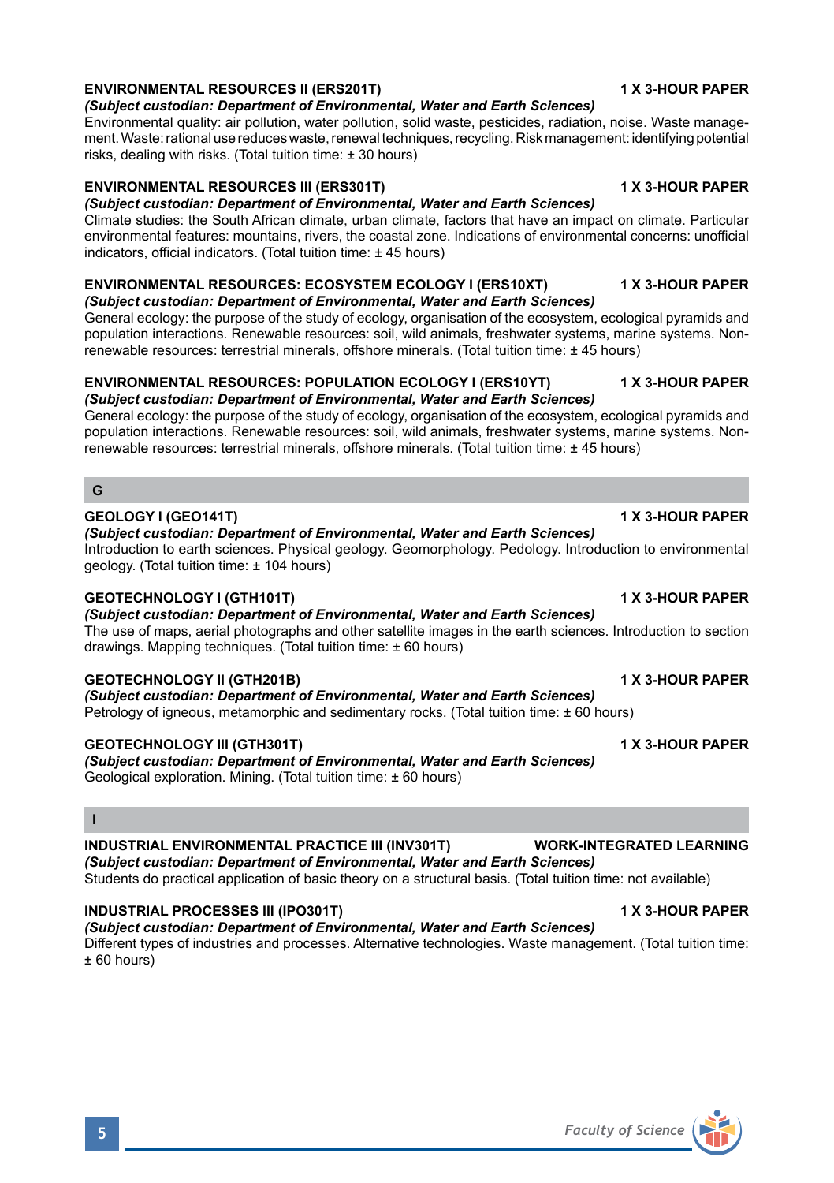**ENVIRONMENTAL RESOURCES II (ERS201T)** **1 X 3-HOUR PAPER**
***(Subject custodian: Department of Environmental, Water and Earth Sciences)***
Environmental quality: air pollution, water pollution, solid waste, pesticides, radiation, noise. Waste management. Waste: rational use reduces waste, renewal techniques, recycling. Risk management: identifying potential risks, dealing with risks. (Total tuition time: ± 30 hours)

**ENVIRONMENTAL RESOURCES III (ERS301T)** **1 X 3-HOUR PAPER**
***(Subject custodian: Department of Environmental, Water and Earth Sciences)***
Climate studies: the South African climate, urban climate, factors that have an impact on climate. Particular environmental features: mountains, rivers, the coastal zone. Indications of environmental concerns: unofficial indicators, official indicators. (Total tuition time: ± 45 hours)

**ENVIRONMENTAL RESOURCES: ECOSYSTEM ECOLOGY I (ERS10XT)** **1 X 3-HOUR PAPER**
***(Subject custodian: Department of Environmental, Water and Earth Sciences)***
General ecology: the purpose of the study of ecology, organisation of the ecosystem, ecological pyramids and population interactions. Renewable resources: soil, wild animals, freshwater systems, marine systems. Non-renewable resources: terrestrial minerals, offshore minerals. (Total tuition time: ± 45 hours)

**ENVIRONMENTAL RESOURCES: POPULATION ECOLOGY I (ERS10YT)** **1 X 3-HOUR PAPER**
***(Subject custodian: Department of Environmental, Water and Earth Sciences)***
General ecology: the purpose of the study of ecology, organisation of the ecosystem, ecological pyramids and population interactions. Renewable resources: soil, wild animals, freshwater systems, marine systems. Non-renewable resources: terrestrial minerals, offshore minerals. (Total tuition time: ± 45 hours)

## G

**GEOLOGY I (GEO141T)** **1 X 3-HOUR PAPER**
***(Subject custodian: Department of Environmental, Water and Earth Sciences)***
Introduction to earth sciences. Physical geology. Geomorphology. Pedology. Introduction to environmental geology. (Total tuition time: ± 104 hours)

**GEOTECHNOLOGY I (GTH101T)** **1 X 3-HOUR PAPER**
***(Subject custodian: Department of Environmental, Water and Earth Sciences)***
The use of maps, aerial photographs and other satellite images in the earth sciences. Introduction to section drawings. Mapping techniques. (Total tuition time: ± 60 hours)

**GEOTECHNOLOGY II (GTH201B)** **1 X 3-HOUR PAPER**
***(Subject custodian: Department of Environmental, Water and Earth Sciences)***
Petrology of igneous, metamorphic and sedimentary rocks. (Total tuition time: ± 60 hours)

**GEOTECHNOLOGY III (GTH301T)** **1 X 3-HOUR PAPER**
***(Subject custodian: Department of Environmental, Water and Earth Sciences)***
Geological exploration. Mining. (Total tuition time: ± 60 hours)

## I

**INDUSTRIAL ENVIRONMENTAL PRACTICE III (INV301T)** **WORK-INTEGRATED LEARNING**
***(Subject custodian: Department of Environmental, Water and Earth Sciences)***
Students do practical application of basic theory on a structural basis. (Total tuition time: not available)

**INDUSTRIAL PROCESSES III (IPO301T)** **1 X 3-HOUR PAPER**
***(Subject custodian: Department of Environmental, Water and Earth Sciences)***
Different types of industries and processes. Alternative technologies. Waste management. (Total tuition time: ± 60 hours)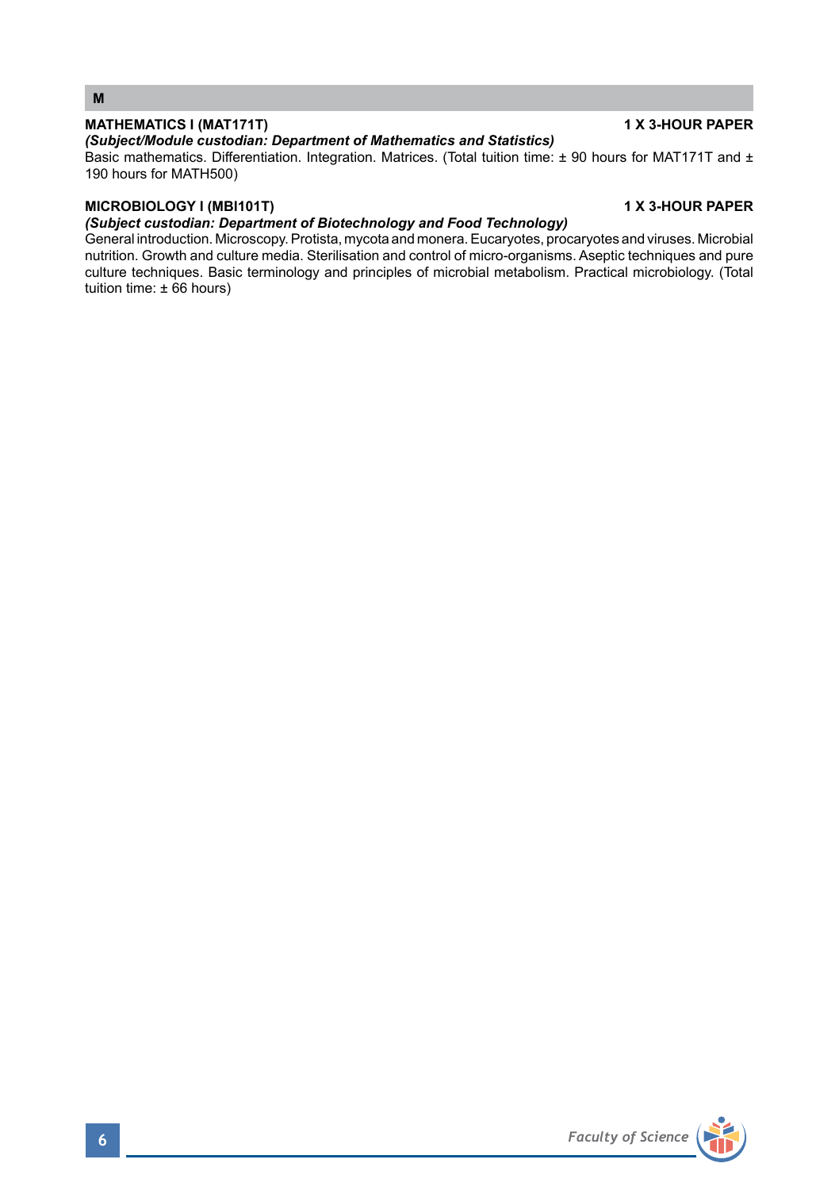## M

### MATHEMATICS I (MAT171T) 1 X 3-HOUR PAPER

***(Subject/Module custodian: Department of Mathematics and Statistics)***

Basic mathematics. Differentiation. Integration. Matrices. (Total tuition time: ± 90 hours for MAT171T and ± 190 hours for MATH500)

### MICROBIOLOGY I (MBI101T) 1 X 3-HOUR PAPER

***(Subject custodian: Department of Biotechnology and Food Technology)***

General introduction. Microscopy. Protista, mycota and monera. Eucaryotes, procaryotes and viruses. Microbial nutrition. Growth and culture media. Sterilisation and control of micro-organisms. Aseptic techniques and pure culture techniques. Basic terminology and principles of microbial metabolism. Practical microbiology. (Total tuition time: ± 66 hours)